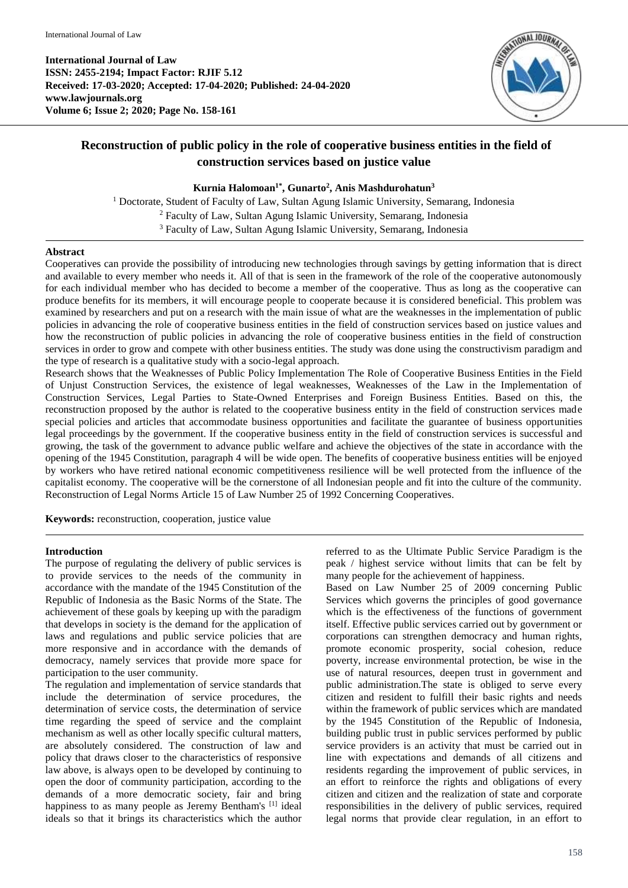**International Journal of Law**
**ISSN: 2455-2194; Impact Factor: RJIF 5.12**
**Received: 17-03-2020; Accepted: 17-04-2020; Published: 24-04-2020**
**www.lawjournals.org**
**Volume 6; Issue 2; 2020; Page No. 158-161**

# Reconstruction of public policy in the role of cooperative business entities in the field of construction services based on justice value

**Kurnia Halomoan[1*], Gunarto[2], Anis Mashdurohatun[3]**

[1] Doctorate, Student of Faculty of Law, Sultan Agung Islamic University, Semarang, Indonesia
[2] Faculty of Law, Sultan Agung Islamic University, Semarang, Indonesia
[3] Faculty of Law, Sultan Agung Islamic University, Semarang, Indonesia

## Abstract

Cooperatives can provide the possibility of introducing new technologies through savings by getting information that is direct and available to every member who needs it. All of that is seen in the framework of the role of the cooperative autonomously for each individual member who has decided to become a member of the cooperative. Thus as long as the cooperative can produce benefits for its members, it will encourage people to cooperate because it is considered beneficial. This problem was examined by researchers and put on a research with the main issue of what are the weaknesses in the implementation of public policies in advancing the role of cooperative business entities in the field of construction services based on justice values and how the reconstruction of public policies in advancing the role of cooperative business entities in the field of construction services in order to grow and compete with other business entities. The study was done using the constructivism paradigm and the type of research is a qualitative study with a socio-legal approach.

Research shows that the Weaknesses of Public Policy Implementation The Role of Cooperative Business Entities in the Field of Unjust Construction Services, the existence of legal weaknesses, Weaknesses of the Law in the Implementation of Construction Services, Legal Parties to State-Owned Enterprises and Foreign Business Entities. Based on this, the reconstruction proposed by the author is related to the cooperative business entity in the field of construction services made special policies and articles that accommodate business opportunities and facilitate the guarantee of business opportunities legal proceedings by the government. If the cooperative business entity in the field of construction services is successful and growing, the task of the government to advance public welfare and achieve the objectives of the state in accordance with the opening of the 1945 Constitution, paragraph 4 will be wide open. The benefits of cooperative business entities will be enjoyed by workers who have retired national economic competitiveness resilience will be well protected from the influence of the capitalist economy. The cooperative will be the cornerstone of all Indonesian people and fit into the culture of the community. Reconstruction of Legal Norms Article 15 of Law Number 25 of 1992 Concerning Cooperatives.

**Keywords:** reconstruction, cooperation, justice value

## Introduction

The purpose of regulating the delivery of public services is to provide services to the needs of the community in accordance with the mandate of the 1945 Constitution of the Republic of Indonesia as the Basic Norms of the State. The achievement of these goals by keeping up with the paradigm that develops in society is the demand for the application of laws and regulations and public service policies that are more responsive and in accordance with the demands of democracy, namely services that provide more space for participation to the user community.

The regulation and implementation of service standards that include the determination of service procedures, the determination of service costs, the determination of service time regarding the speed of service and the complaint mechanism as well as other locally specific cultural matters, are absolutely considered. The construction of law and policy that draws closer to the characteristics of responsive law above, is always open to be developed by continuing to open the door of community participation, according to the demands of a more democratic society, fair and bring happiness to as many people as Jeremy Bentham's [1] ideal ideals so that it brings its characteristics which the author referred to as the Ultimate Public Service Paradigm is the peak / highest service without limits that can be felt by many people for the achievement of happiness.

Based on Law Number 25 of 2009 concerning Public Services which governs the principles of good governance which is the effectiveness of the functions of government itself. Effective public services carried out by government or corporations can strengthen democracy and human rights, promote economic prosperity, social cohesion, reduce poverty, increase environmental protection, be wise in the use of natural resources, deepen trust in government and public administration.The state is obliged to serve every citizen and resident to fulfill their basic rights and needs within the framework of public services which are mandated by the 1945 Constitution of the Republic of Indonesia, building public trust in public services performed by public service providers is an activity that must be carried out in line with expectations and demands of all citizens and residents regarding the improvement of public services, in an effort to reinforce the rights and obligations of every citizen and citizen and the realization of state and corporate responsibilities in the delivery of public services, required legal norms that provide clear regulation, in an effort to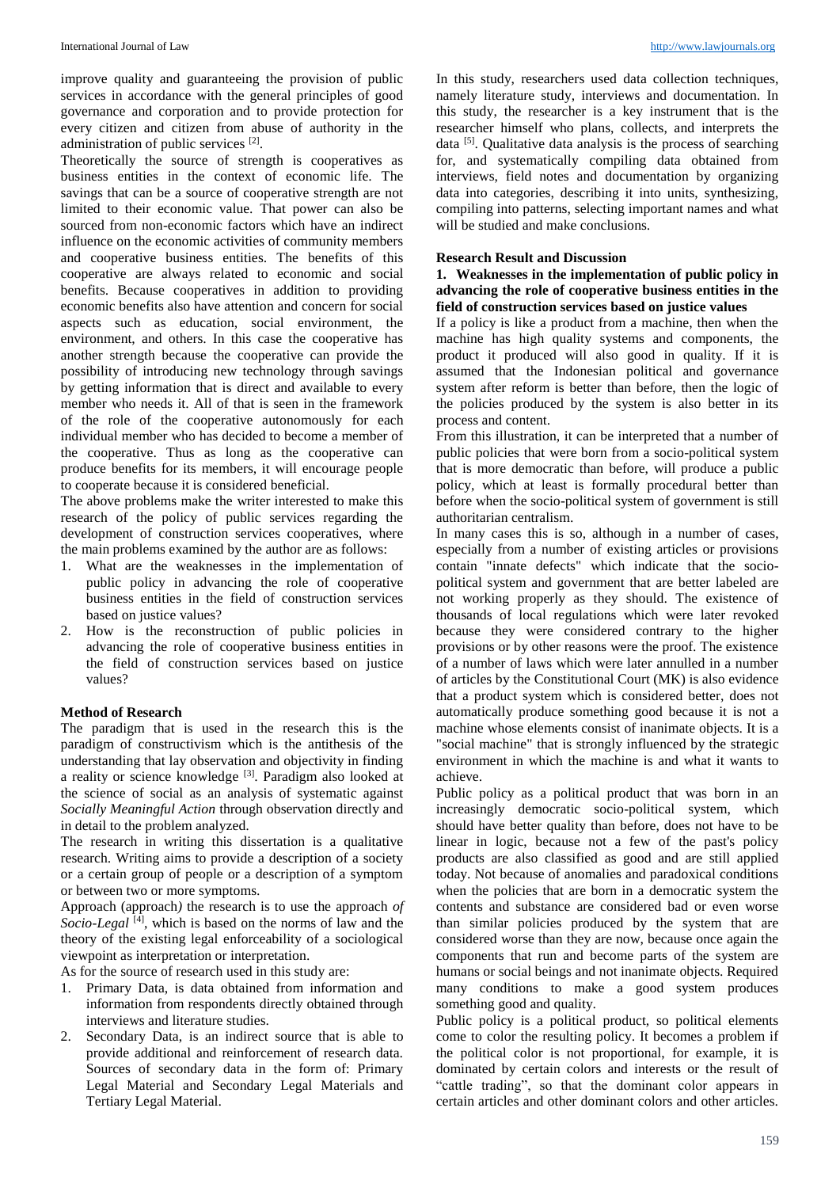improve quality and guaranteeing the provision of public services in accordance with the general principles of good governance and corporation and to provide protection for every citizen and citizen from abuse of authority in the administration of public services [2].

Theoretically the source of strength is cooperatives as business entities in the context of economic life. The savings that can be a source of cooperative strength are not limited to their economic value. That power can also be sourced from non-economic factors which have an indirect influence on the economic activities of community members and cooperative business entities. The benefits of this cooperative are always related to economic and social benefits. Because cooperatives in addition to providing economic benefits also have attention and concern for social aspects such as education, social environment, the environment, and others. In this case the cooperative has another strength because the cooperative can provide the possibility of introducing new technology through savings by getting information that is direct and available to every member who needs it. All of that is seen in the framework of the role of the cooperative autonomously for each individual member who has decided to become a member of the cooperative. Thus as long as the cooperative can produce benefits for its members, it will encourage people to cooperate because it is considered beneficial.

The above problems make the writer interested to make this research of the policy of public services regarding the development of construction services cooperatives, where the main problems examined by the author are as follows:

1. What are the weaknesses in the implementation of public policy in advancing the role of cooperative business entities in the field of construction services based on justice values?
2. How is the reconstruction of public policies in advancing the role of cooperative business entities in the field of construction services based on justice values?

## Method of Research

The paradigm that is used in the research this is the paradigm of constructivism which is the antithesis of the understanding that lay observation and objectivity in finding a reality or science knowledge [3]. Paradigm also looked at the science of social as an analysis of systematic against *Socially Meaningful Action* through observation directly and in detail to the problem analyzed.

The research in writing this dissertation is a qualitative research. Writing aims to provide a description of a society or a certain group of people or a description of a symptom or between two or more symptoms.

Approach (approach*)* the research is to use the approach *of Socio-Legal* [4], which is based on the norms of law and the theory of the existing legal enforceability of a sociological viewpoint as interpretation or interpretation.

As for the source of research used in this study are:

1. Primary Data, is data obtained from information and information from respondents directly obtained through interviews and literature studies.
2. Secondary Data, is an indirect source that is able to provide additional and reinforcement of research data. Sources of secondary data in the form of: Primary Legal Material and Secondary Legal Materials and Tertiary Legal Material.

In this study, researchers used data collection techniques, namely literature study, interviews and documentation. In this study, the researcher is a key instrument that is the researcher himself who plans, collects, and interprets the data [5]. Qualitative data analysis is the process of searching for, and systematically compiling data obtained from interviews, field notes and documentation by organizing data into categories, describing it into units, synthesizing, compiling into patterns, selecting important names and what will be studied and make conclusions.

## Research Result and Discussion

### 1. Weaknesses in the implementation of public policy in advancing the role of cooperative business entities in the field of construction services based on justice values

If a policy is like a product from a machine, then when the machine has high quality systems and components, the product it produced will also good in quality. If it is assumed that the Indonesian political and governance system after reform is better than before, then the logic of the policies produced by the system is also better in its process and content.

From this illustration, it can be interpreted that a number of public policies that were born from a socio-political system that is more democratic than before, will produce a public policy, which at least is formally procedural better than before when the socio-political system of government is still authoritarian centralism.

In many cases this is so, although in a number of cases, especially from a number of existing articles or provisions contain "innate defects" which indicate that the socio-political system and government that are better labeled are not working properly as they should. The existence of thousands of local regulations which were later revoked because they were considered contrary to the higher provisions or by other reasons were the proof. The existence of a number of laws which were later annulled in a number of articles by the Constitutional Court (MK) is also evidence that a product system which is considered better, does not automatically produce something good because it is not a machine whose elements consist of inanimate objects. It is a "social machine" that is strongly influenced by the strategic environment in which the machine is and what it wants to achieve.

Public policy as a political product that was born in an increasingly democratic socio-political system, which should have better quality than before, does not have to be linear in logic, because not a few of the past's policy products are also classified as good and are still applied today. Not because of anomalies and paradoxical conditions when the policies that are born in a democratic system the contents and substance are considered bad or even worse than similar policies produced by the system that are considered worse than they are now, because once again the components that run and become parts of the system are humans or social beings and not inanimate objects. Required many conditions to make a good system produces something good and quality.

Public policy is a political product, so political elements come to color the resulting policy. It becomes a problem if the political color is not proportional, for example, it is dominated by certain colors and interests or the result of "cattle trading", so that the dominant color appears in certain articles and other dominant colors and other articles.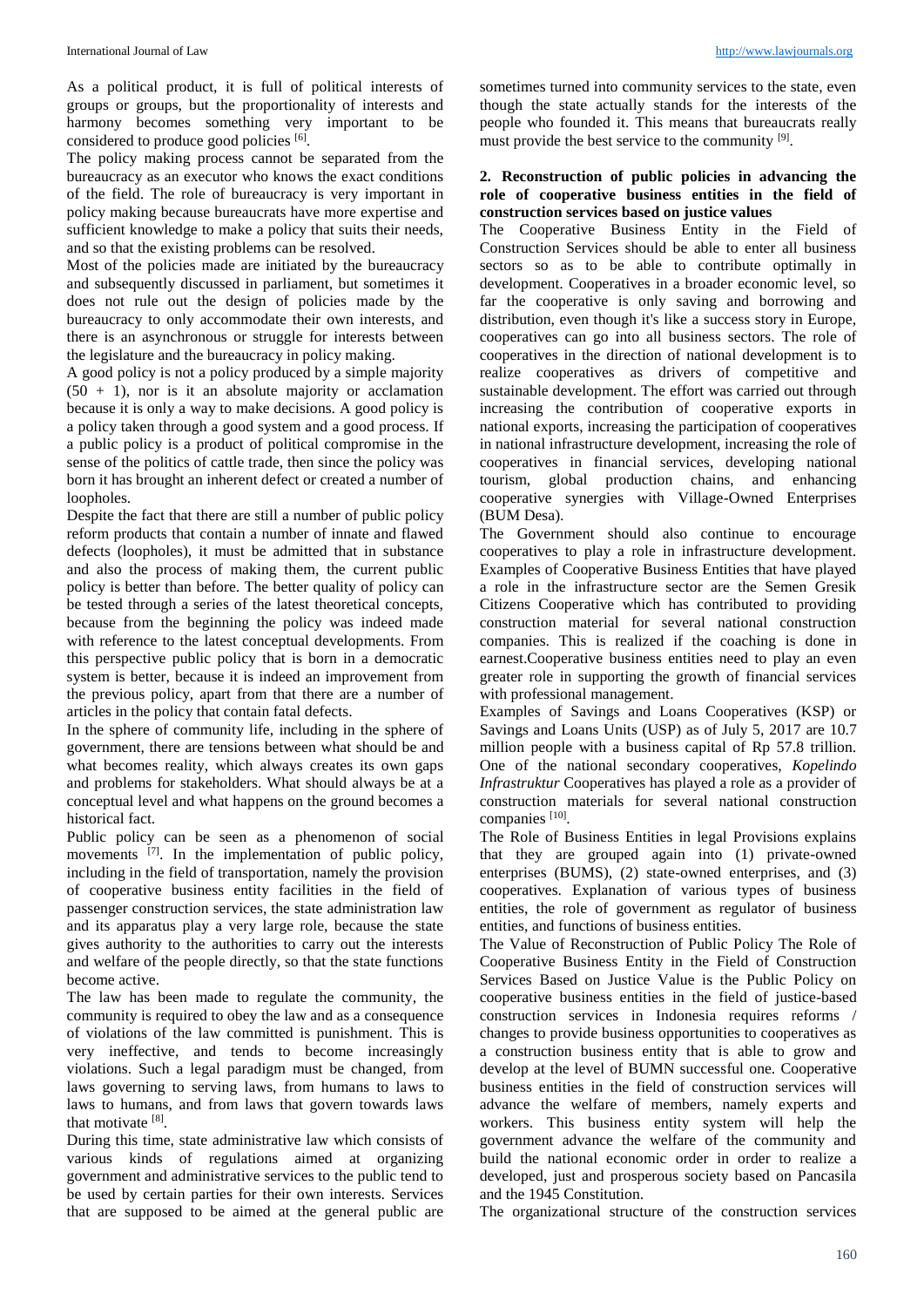As a political product, it is full of political interests of groups or groups, but the proportionality of interests and harmony becomes something very important to be considered to produce good policies [6].

The policy making process cannot be separated from the bureaucracy as an executor who knows the exact conditions of the field. The role of bureaucracy is very important in policy making because bureaucrats have more expertise and sufficient knowledge to make a policy that suits their needs, and so that the existing problems can be resolved.

Most of the policies made are initiated by the bureaucracy and subsequently discussed in parliament, but sometimes it does not rule out the design of policies made by the bureaucracy to only accommodate their own interests, and there is an asynchronous or struggle for interests between the legislature and the bureaucracy in policy making.

A good policy is not a policy produced by a simple majority (50 + 1), nor is it an absolute majority or acclamation because it is only a way to make decisions. A good policy is a policy taken through a good system and a good process. If a public policy is a product of political compromise in the sense of the politics of cattle trade, then since the policy was born it has brought an inherent defect or created a number of loopholes.

Despite the fact that there are still a number of public policy reform products that contain a number of innate and flawed defects (loopholes), it must be admitted that in substance and also the process of making them, the current public policy is better than before. The better quality of policy can be tested through a series of the latest theoretical concepts, because from the beginning the policy was indeed made with reference to the latest conceptual developments. From this perspective public policy that is born in a democratic system is better, because it is indeed an improvement from the previous policy, apart from that there are a number of articles in the policy that contain fatal defects.

In the sphere of community life, including in the sphere of government, there are tensions between what should be and what becomes reality, which always creates its own gaps and problems for stakeholders. What should always be at a conceptual level and what happens on the ground becomes a historical fact.

Public policy can be seen as a phenomenon of social movements [7]. In the implementation of public policy, including in the field of transportation, namely the provision of cooperative business entity facilities in the field of passenger construction services, the state administration law and its apparatus play a very large role, because the state gives authority to the authorities to carry out the interests and welfare of the people directly, so that the state functions become active.

The law has been made to regulate the community, the community is required to obey the law and as a consequence of violations of the law committed is punishment. This is very ineffective, and tends to become increasingly violations. Such a legal paradigm must be changed, from laws governing to serving laws, from humans to laws to laws to humans, and from laws that govern towards laws that motivate [8].

During this time, state administrative law which consists of various kinds of regulations aimed at organizing government and administrative services to the public tend to be used by certain parties for their own interests. Services that are supposed to be aimed at the general public are sometimes turned into community services to the state, even though the state actually stands for the interests of the people who founded it. This means that bureaucrats really must provide the best service to the community [9].

## 2. Reconstruction of public policies in advancing the role of cooperative business entities in the field of construction services based on justice values

The Cooperative Business Entity in the Field of Construction Services should be able to enter all business sectors so as to be able to contribute optimally in development. Cooperatives in a broader economic level, so far the cooperative is only saving and borrowing and distribution, even though it's like a success story in Europe, cooperatives can go into all business sectors. The role of cooperatives in the direction of national development is to realize cooperatives as drivers of competitive and sustainable development. The effort was carried out through increasing the contribution of cooperative exports in national exports, increasing the participation of cooperatives in national infrastructure development, increasing the role of cooperatives in financial services, developing national tourism, global production chains, and enhancing cooperative synergies with Village-Owned Enterprises (BUM Desa).

The Government should also continue to encourage cooperatives to play a role in infrastructure development. Examples of Cooperative Business Entities that have played a role in the infrastructure sector are the Semen Gresik Citizens Cooperative which has contributed to providing construction material for several national construction companies. This is realized if the coaching is done in earnest.Cooperative business entities need to play an even greater role in supporting the growth of financial services with professional management.

Examples of Savings and Loans Cooperatives (KSP) or Savings and Loans Units (USP) as of July 5, 2017 are 10.7 million people with a business capital of Rp 57.8 trillion. One of the national secondary cooperatives, *Kopelindo Infrastruktur* Cooperatives has played a role as a provider of construction materials for several national construction companies [10].

The Role of Business Entities in legal Provisions explains that they are grouped again into (1) private-owned enterprises (BUMS), (2) state-owned enterprises, and (3) cooperatives. Explanation of various types of business entities, the role of government as regulator of business entities, and functions of business entities.

The Value of Reconstruction of Public Policy The Role of Cooperative Business Entity in the Field of Construction Services Based on Justice Value is the Public Policy on cooperative business entities in the field of justice-based construction services in Indonesia requires reforms / changes to provide business opportunities to cooperatives as a construction business entity that is able to grow and develop at the level of BUMN successful one. Cooperative business entities in the field of construction services will advance the welfare of members, namely experts and workers. This business entity system will help the government advance the welfare of the community and build the national economic order in order to realize a developed, just and prosperous society based on Pancasila and the 1945 Constitution.

The organizational structure of the construction services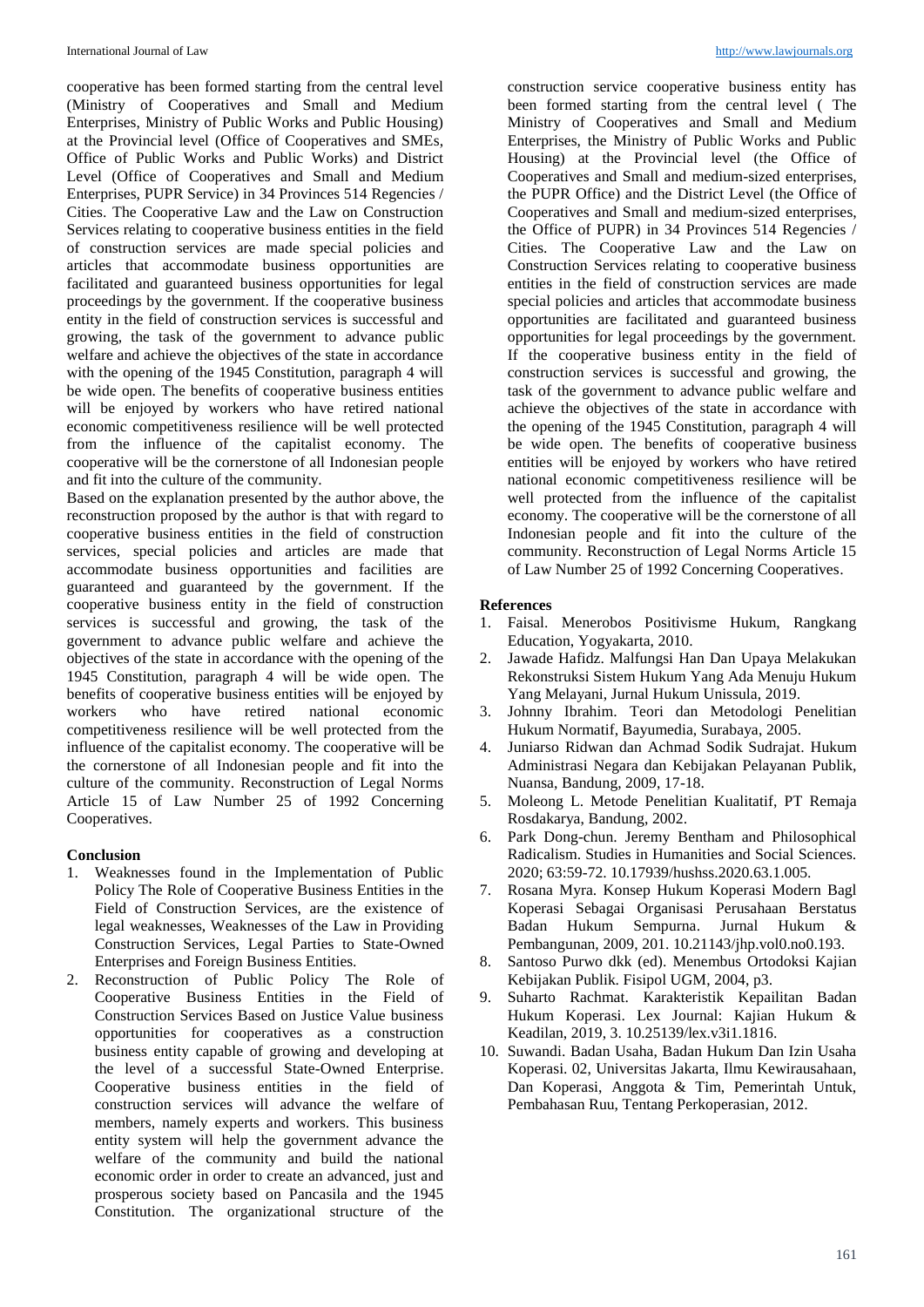cooperative has been formed starting from the central level (Ministry of Cooperatives and Small and Medium Enterprises, Ministry of Public Works and Public Housing) at the Provincial level (Office of Cooperatives and SMEs, Office of Public Works and Public Works) and District Level (Office of Cooperatives and Small and Medium Enterprises, PUPR Service) in 34 Provinces 514 Regencies / Cities. The Cooperative Law and the Law on Construction Services relating to cooperative business entities in the field of construction services are made special policies and articles that accommodate business opportunities are facilitated and guaranteed business opportunities for legal proceedings by the government. If the cooperative business entity in the field of construction services is successful and growing, the task of the government to advance public welfare and achieve the objectives of the state in accordance with the opening of the 1945 Constitution, paragraph 4 will be wide open. The benefits of cooperative business entities will be enjoyed by workers who have retired national economic competitiveness resilience will be well protected from the influence of the capitalist economy. The cooperative will be the cornerstone of all Indonesian people and fit into the culture of the community.

Based on the explanation presented by the author above, the reconstruction proposed by the author is that with regard to cooperative business entities in the field of construction services, special policies and articles are made that accommodate business opportunities and facilities are guaranteed and guaranteed by the government. If the cooperative business entity in the field of construction services is successful and growing, the task of the government to advance public welfare and achieve the objectives of the state in accordance with the opening of the 1945 Constitution, paragraph 4 will be wide open. The benefits of cooperative business entities will be enjoyed by workers who have retired national economic competitiveness resilience will be well protected from the influence of the capitalist economy. The cooperative will be the cornerstone of all Indonesian people and fit into the culture of the community. Reconstruction of Legal Norms Article 15 of Law Number 25 of 1992 Concerning Cooperatives.

## Conclusion

1. Weaknesses found in the Implementation of Public Policy The Role of Cooperative Business Entities in the Field of Construction Services, are the existence of legal weaknesses, Weaknesses of the Law in Providing Construction Services, Legal Parties to State-Owned Enterprises and Foreign Business Entities.
2. Reconstruction of Public Policy The Role of Cooperative Business Entities in the Field of Construction Services Based on Justice Value business opportunities for cooperatives as a construction business entity capable of growing and developing at the level of a successful State-Owned Enterprise. Cooperative business entities in the field of construction services will advance the welfare of members, namely experts and workers. This business entity system will help the government advance the welfare of the community and build the national economic order in order to create an advanced, just and prosperous society based on Pancasila and the 1945 Constitution. The organizational structure of the construction service cooperative business entity has been formed starting from the central level ( The Ministry of Cooperatives and Small and Medium Enterprises, the Ministry of Public Works and Public Housing) at the Provincial level (the Office of Cooperatives and Small and medium-sized enterprises, the PUPR Office) and the District Level (the Office of Cooperatives and Small and medium-sized enterprises, the Office of PUPR) in 34 Provinces 514 Regencies / Cities. The Cooperative Law and the Law on Construction Services relating to cooperative business entities in the field of construction services are made special policies and articles that accommodate business opportunities are facilitated and guaranteed business opportunities for legal proceedings by the government. If the cooperative business entity in the field of construction services is successful and growing, the task of the government to advance public welfare and achieve the objectives of the state in accordance with the opening of the 1945 Constitution, paragraph 4 will be wide open. The benefits of cooperative business entities will be enjoyed by workers who have retired national economic competitiveness resilience will be well protected from the influence of the capitalist economy. The cooperative will be the cornerstone of all Indonesian people and fit into the culture of the community. Reconstruction of Legal Norms Article 15 of Law Number 25 of 1992 Concerning Cooperatives.

## References

1. Faisal. Menerobos Positivisme Hukum, Rangkang Education, Yogyakarta, 2010.
2. Jawade Hafidz. Malfungsi Han Dan Upaya Melakukan Rekonstruksi Sistem Hukum Yang Ada Menuju Hukum Yang Melayani, Jurnal Hukum Unissula, 2019.
3. Johnny Ibrahim. Teori dan Metodologi Penelitian Hukum Normatif, Bayumedia, Surabaya, 2005.
4. Juniarso Ridwan dan Achmad Sodik Sudrajat. Hukum Administrasi Negara dan Kebijakan Pelayanan Publik, Nuansa, Bandung, 2009, 17-18.
5. Moleong L. Metode Penelitian Kualitatif, PT Remaja Rosdakarya, Bandung, 2002.
6. Park Dong-chun. Jeremy Bentham and Philosophical Radicalism. Studies in Humanities and Social Sciences. 2020; 63:59-72. 10.17939/hushss.2020.63.1.005.
7. Rosana Myra. Konsep Hukum Koperasi Modern Bagl Koperasi Sebagai Organisasi Perusahaan Berstatus Badan Hukum Sempurna. Jurnal Hukum & Pembangunan, 2009, 201. 10.21143/jhp.vol0.no0.193.
8. Santoso Purwo dkk (ed). Menembus Ortodoksi Kajian Kebijakan Publik. Fisipol UGM, 2004, p3.
9. Suharto Rachmat. Karakteristik Kepailitan Badan Hukum Koperasi. Lex Journal: Kajian Hukum & Keadilan, 2019, 3. 10.25139/lex.v3i1.1816.
10. Suwandi. Badan Usaha, Badan Hukum Dan Izin Usaha Koperasi. 02, Universitas Jakarta, Ilmu Kewirausahaan, Dan Koperasi, Anggota & Tim, Pemerintah Untuk, Pembahasan Ruu, Tentang Perkoperasian, 2012.